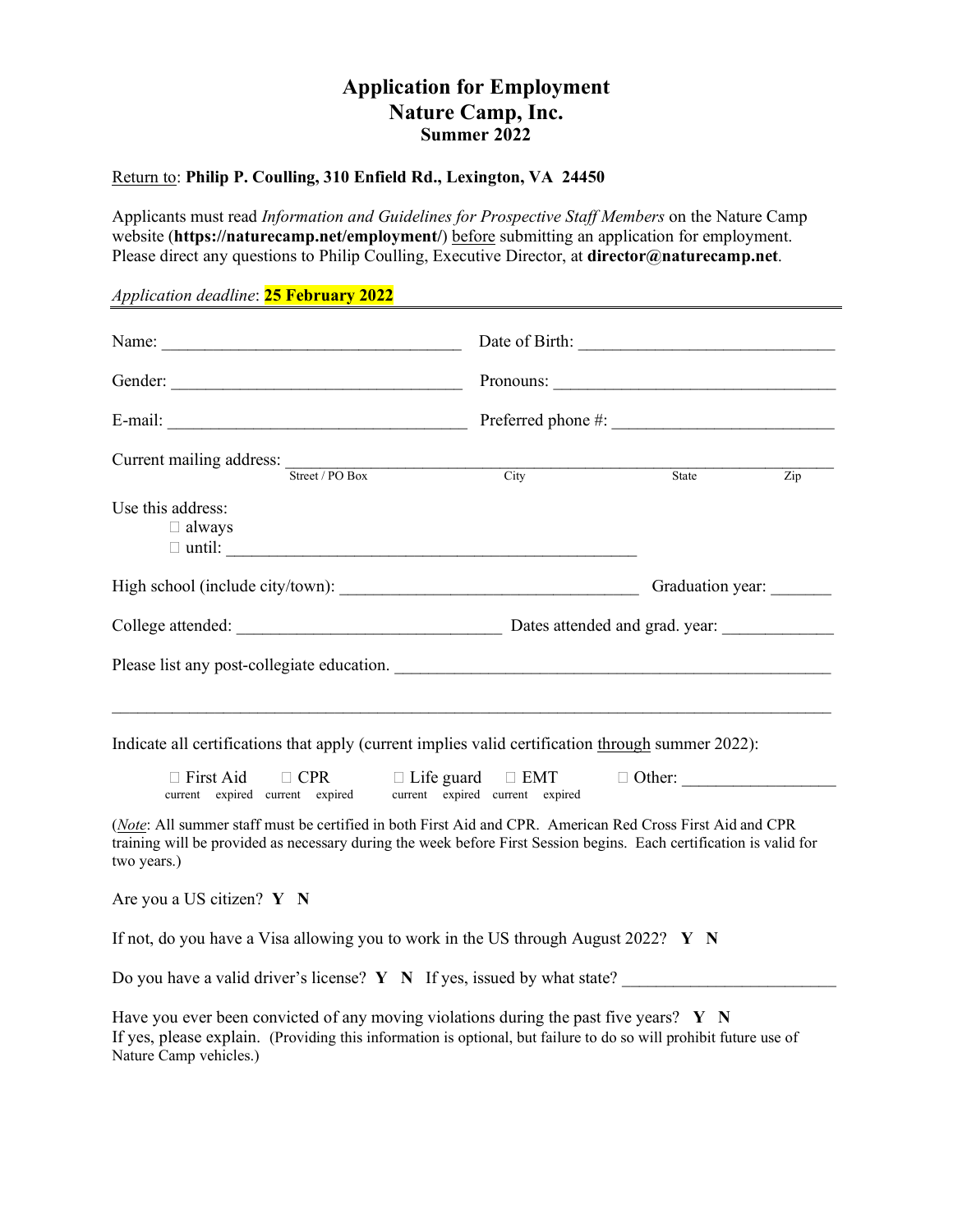# Application for Employment
## Nature Camp, Inc.
### Summer 2022

Return to: **Philip P. Coulling, 310 Enfield Rd., Lexington, VA 24450**

Applicants must read *Information and Guidelines for Prospective Staff Members* on the Nature Camp website (**https://naturecamp.net/employment/**) before submitting an application for employment. Please direct any questions to Philip Coulling, Executive Director, at **director@naturecamp.net**.

*Application deadline*: **25 February 2022**

---

Name: ________________________________ Date of Birth: ____________________________

Gender: ________________________________ Pronouns: ________________________________

E-mail: ________________________________ Preferred phone #: ________________________

Current mailing address: ______________________________________________________________
Street / PO Box City State Zip

Use this address:
- ☐ always
- ☐ until: ______________________________________________

High school (include city/town): ________________________________ Graduation year: _______

College attended: ____________________________ Dates attended and grad. year: ____________

Please list any post-collegiate education. _______________________________________________

_____________________________________________________________________________

Indicate all certifications that apply (current implies valid certification through summer 2022):

☐ First Aid (current / expired) ☐ CPR (current / expired) ☐ Life guard (current / expired) ☐ EMT (current / expired) ☐ Other: _________________

(*Note*: All summer staff must be certified in both First Aid and CPR. American Red Cross First Aid and CPR training will be provided as necessary during the week before First Session begins. Each certification is valid for two years.)

Are you a US citizen? **Y N**

If not, do you have a Visa allowing you to work in the US through August 2022? **Y N**

Do you have a valid driver's license? **Y N** If yes, issued by what state? ________________________

Have you ever been convicted of any moving violations during the past five years? **Y N**
If yes, please explain. (Providing this information is optional, but failure to do so will prohibit future use of Nature Camp vehicles.)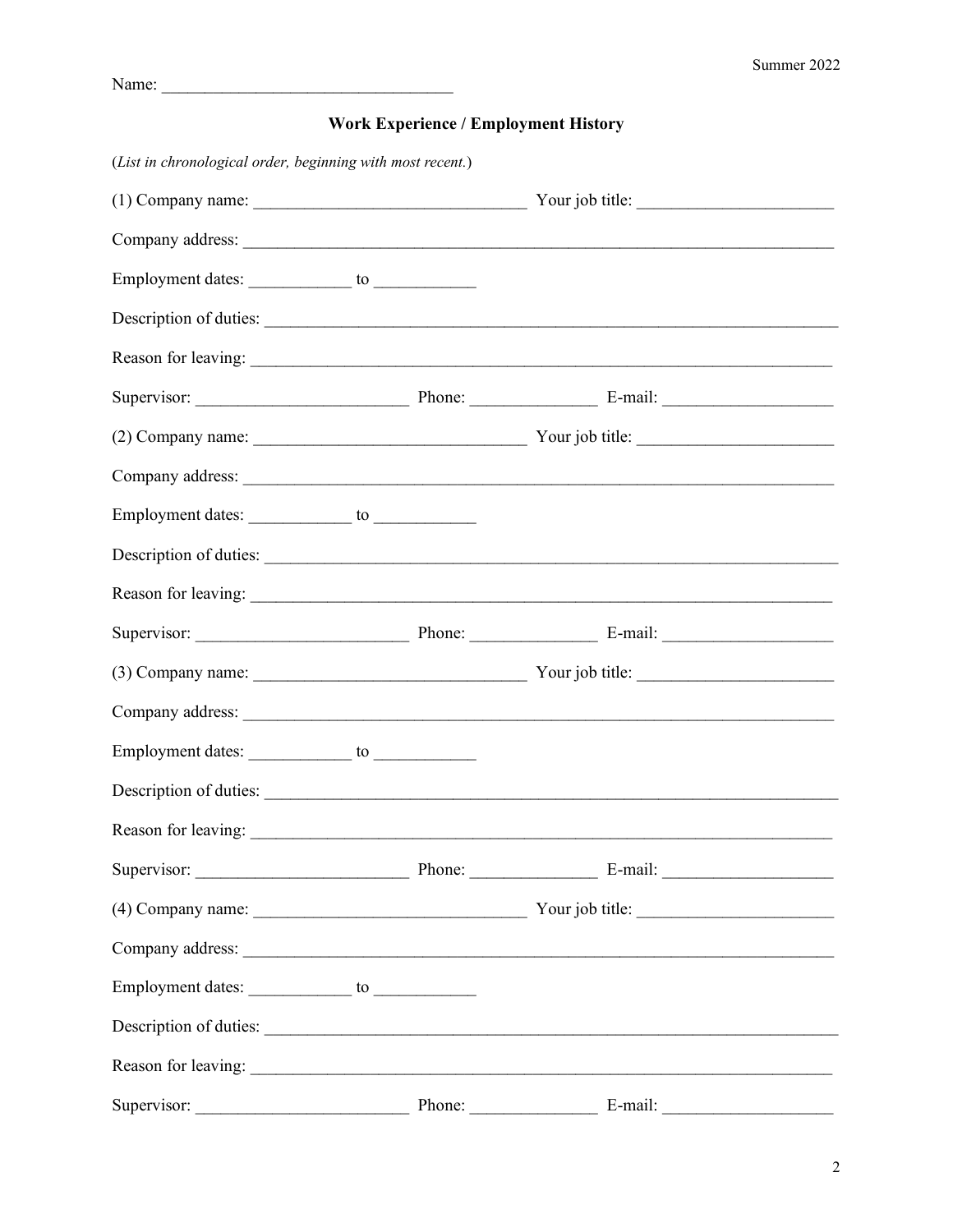Name: ___________________________________

## Work Experience / Employment History

(*List in chronological order, beginning with most recent.*)

(1) Company name: ________________________________ Your job title: ______________________

Company address: ______________________________________________________________________

Employment dates: ____________ to ____________

Description of duties: ___________________________________________________________________

Reason for leaving: _____________________________________________________________________

Supervisor: _________________________ Phone: _______________ E-mail: ____________________

(2) Company name: ________________________________ Your job title: ______________________

Company address: ______________________________________________________________________

Employment dates: ____________ to ____________

Description of duties: ___________________________________________________________________

Reason for leaving: _____________________________________________________________________

Supervisor: _________________________ Phone: _______________ E-mail: ____________________

(3) Company name: ________________________________ Your job title: ______________________

Company address: ______________________________________________________________________

Employment dates: ____________ to ____________

Description of duties: ___________________________________________________________________

Reason for leaving: _____________________________________________________________________

Supervisor: _________________________ Phone: _______________ E-mail: ____________________

(4) Company name: ________________________________ Your job title: ______________________

Company address: ______________________________________________________________________

Employment dates: ____________ to ____________

Description of duties: ___________________________________________________________________

Reason for leaving: _____________________________________________________________________

Supervisor: _________________________ Phone: _______________ E-mail: ____________________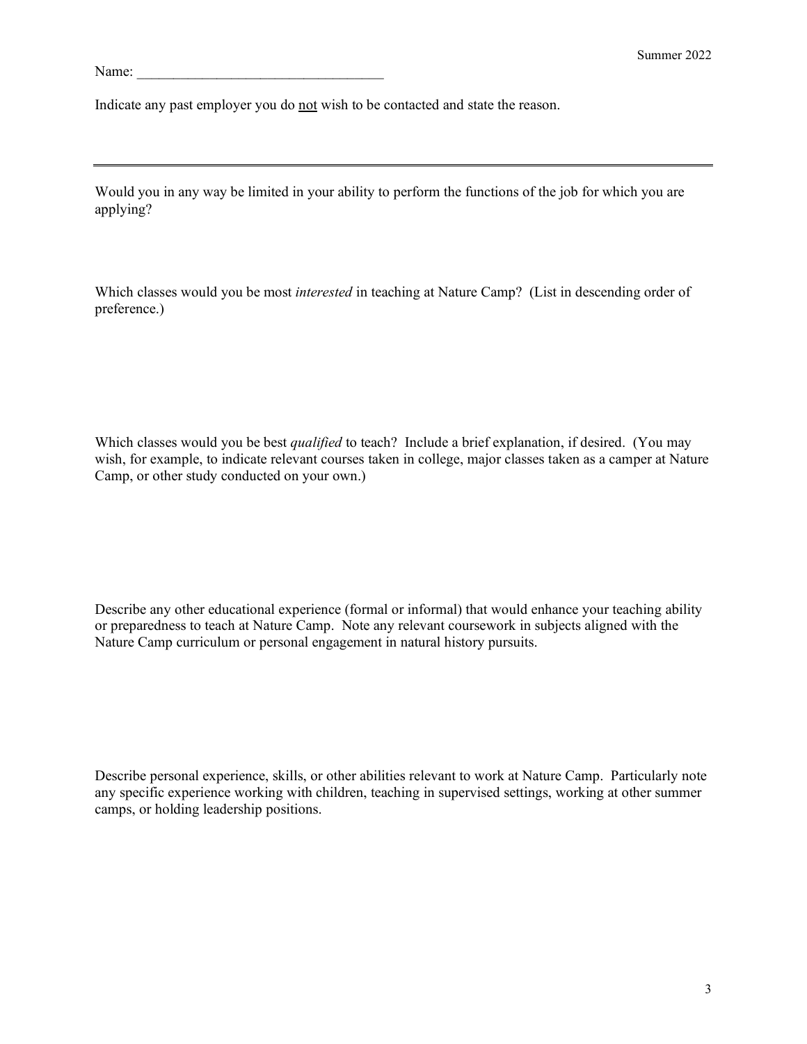Name: ___________________________________

Indicate any past employer you do <u>not</u> wish to be contacted and state the reason.

---

Would you in any way be limited in your ability to perform the functions of the job for which you are applying?

Which classes would you be most *interested* in teaching at Nature Camp? (List in descending order of preference.)

Which classes would you be best *qualified* to teach? Include a brief explanation, if desired. (You may wish, for example, to indicate relevant courses taken in college, major classes taken as a camper at Nature Camp, or other study conducted on your own.)

Describe any other educational experience (formal or informal) that would enhance your teaching ability or preparedness to teach at Nature Camp. Note any relevant coursework in subjects aligned with the Nature Camp curriculum or personal engagement in natural history pursuits.

Describe personal experience, skills, or other abilities relevant to work at Nature Camp. Particularly note any specific experience working with children, teaching in supervised settings, working at other summer camps, or holding leadership positions.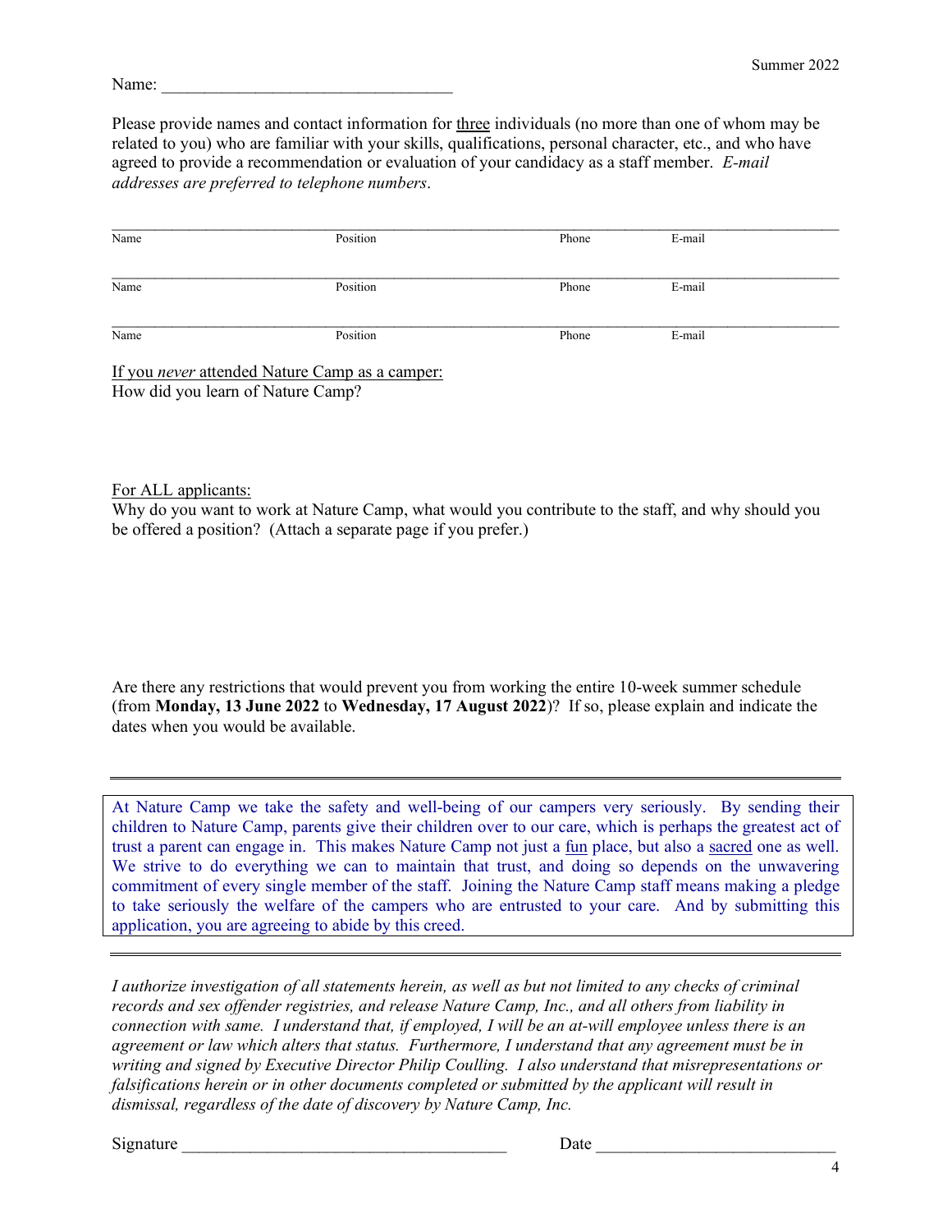Summer 2022

Name: ________________________________

Please provide names and contact information for <u>three</u> individuals (no more than one of whom may be related to you) who are familiar with your skills, qualifications, personal character, etc., and who have agreed to provide a recommendation or evaluation of your candidacy as a staff member. *E-mail addresses are preferred to telephone numbers*.

| Name | Position | Phone | E-mail |
| --- | --- | --- | --- |
| | | | |
| | | | |
| | | | |

<u>If you *never* attended Nature Camp as a camper:</u>
How did you learn of Nature Camp?

<u>For ALL applicants:</u>
Why do you want to work at Nature Camp, what would you contribute to the staff, and why should you be offered a position? (Attach a separate page if you prefer.)

Are there any restrictions that would prevent you from working the entire 10-week summer schedule (from **Monday, 13 June 2022** to **Wednesday, 17 August 2022**)? If so, please explain and indicate the dates when you would be available.

---

At Nature Camp we take the safety and well-being of our campers very seriously. By sending their children to Nature Camp, parents give their children over to our care, which is perhaps the greatest act of trust a parent can engage in. This makes Nature Camp not just a <u>fun</u> place, but also a <u>sacred</u> one as well. We strive to do everything we can to maintain that trust, and doing so depends on the unwavering commitment of every single member of the staff. Joining the Nature Camp staff means making a pledge to take seriously the welfare of the campers who are entrusted to your care. And by submitting this application, you are agreeing to abide by this creed.

---

*I authorize investigation of all statements herein, as well as but not limited to any checks of criminal records and sex offender registries, and release Nature Camp, Inc., and all others from liability in connection with same. I understand that, if employed, I will be an at-will employee unless there is an agreement or law which alters that status. Furthermore, I understand that any agreement must be in writing and signed by Executive Director Philip Coulling. I also understand that misrepresentations or falsifications herein or in other documents completed or submitted by the applicant will result in dismissal, regardless of the date of discovery by Nature Camp, Inc.*

Signature ____________________________________ Date ___________________________